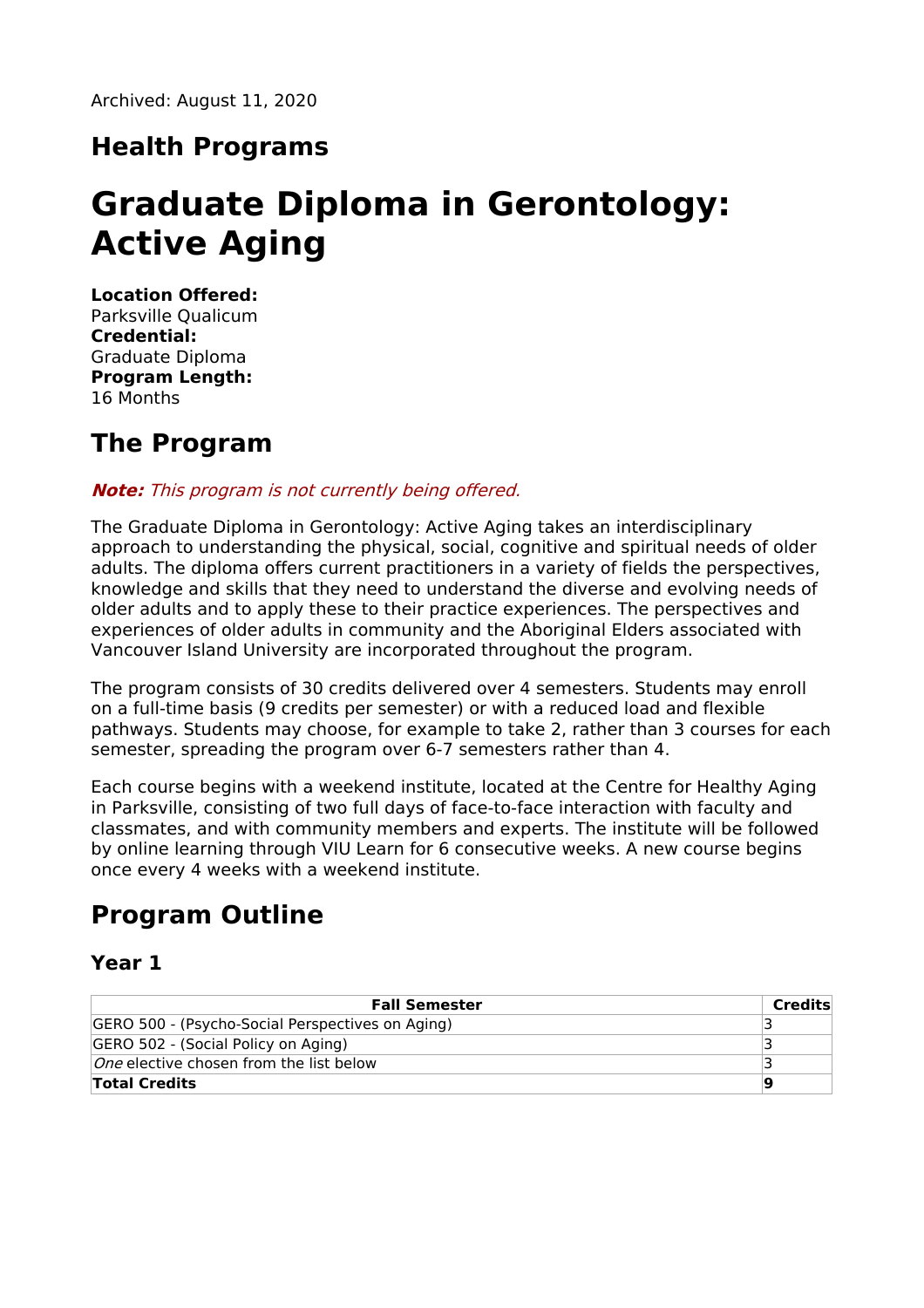Archived: August 11, 2020

## Health Programs

# Graduate Diploma in Gerontology: Active Aging

**Location Offered:**
Parksville Qualicum
**Credential:**
Graduate Diploma
**Program Length:**
16 Months

## The Program

***Note:*** *This program is not currently being offered.*

The Graduate Diploma in Gerontology: Active Aging takes an interdisciplinary approach to understanding the physical, social, cognitive and spiritual needs of older adults. The diploma offers current practitioners in a variety of fields the perspectives, knowledge and skills that they need to understand the diverse and evolving needs of older adults and to apply these to their practice experiences. The perspectives and experiences of older adults in community and the Aboriginal Elders associated with Vancouver Island University are incorporated throughout the program.

The program consists of 30 credits delivered over 4 semesters. Students may enroll on a full-time basis (9 credits per semester) or with a reduced load and flexible pathways. Students may choose, for example to take 2, rather than 3 courses for each semester, spreading the program over 6-7 semesters rather than 4.

Each course begins with a weekend institute, located at the Centre for Healthy Aging in Parksville, consisting of two full days of face-to-face interaction with faculty and classmates, and with community members and experts. The institute will be followed by online learning through VIU Learn for 6 consecutive weeks. A new course begins once every 4 weeks with a weekend institute.

## Program Outline

### Year 1

| Fall Semester | Credits |
|---|---|
| GERO 500 - (Psycho-Social Perspectives on Aging) | 3 |
| GERO 502 - (Social Policy on Aging) | 3 |
| *One* elective chosen from the list below | 3 |
| **Total Credits** | **9** |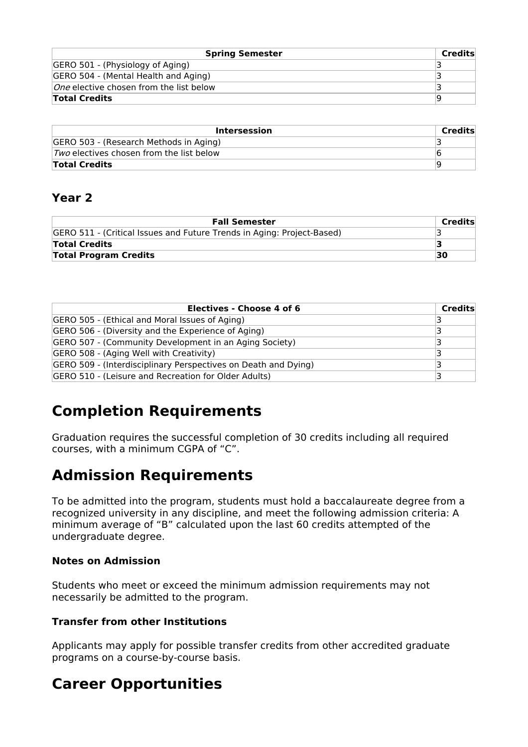| Spring Semester | Credits |
|---|---|
| GERO 501 - (Physiology of Aging) | 3 |
| GERO 504 - (Mental Health and Aging) | 3 |
| *One* elective chosen from the list below | 3 |
| **Total Credits** | 9 |

| Intersession | Credits |
|---|---|
| GERO 503 - (Research Methods in Aging) | 3 |
| *Two* electives chosen from the list below | 6 |
| **Total Credits** | 9 |

### Year 2

| Fall Semester | Credits |
|---|---|
| GERO 511 - (Critical Issues and Future Trends in Aging: Project-Based) | 3 |
| **Total Credits** | **3** |
| **Total Program Credits** | **30** |

| Electives - Choose 4 of 6 | Credits |
|---|---|
| GERO 505 - (Ethical and Moral Issues of Aging) | 3 |
| GERO 506 - (Diversity and the Experience of Aging) | 3 |
| GERO 507 - (Community Development in an Aging Society) | 3 |
| GERO 508 - (Aging Well with Creativity) | 3 |
| GERO 509 - (Interdisciplinary Perspectives on Death and Dying) | 3 |
| GERO 510 - (Leisure and Recreation for Older Adults) | 3 |

# Completion Requirements

Graduation requires the successful completion of 30 credits including all required courses, with a minimum CGPA of “C”.

# Admission Requirements

To be admitted into the program, students must hold a baccalaureate degree from a recognized university in any discipline, and meet the following admission criteria: A minimum average of “B” calculated upon the last 60 credits attempted of the undergraduate degree.

#### Notes on Admission

Students who meet or exceed the minimum admission requirements may not necessarily be admitted to the program.

#### Transfer from other Institutions

Applicants may apply for possible transfer credits from other accredited graduate programs on a course-by-course basis.

# Career Opportunities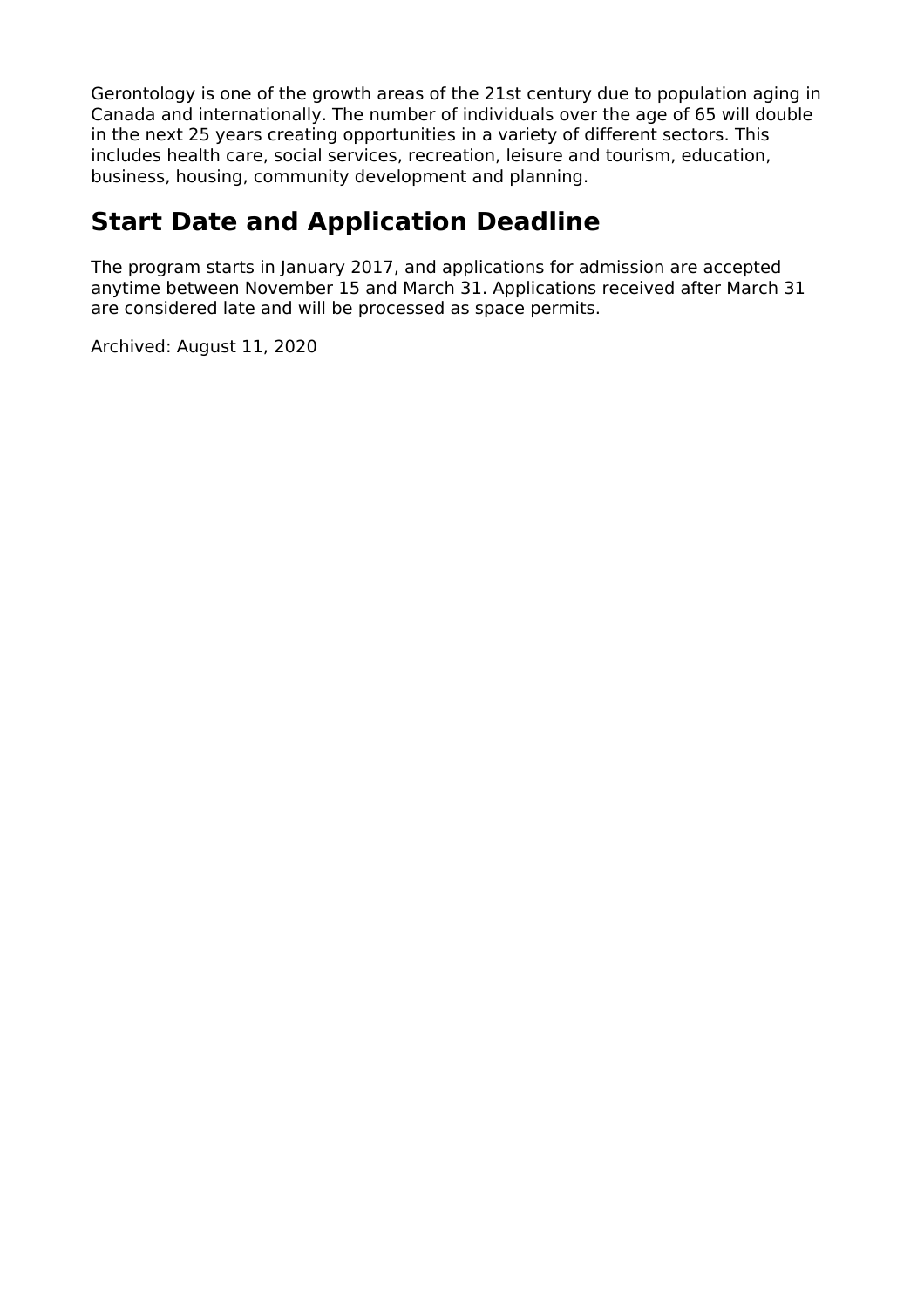Gerontology is one of the growth areas of the 21st century due to population aging in Canada and internationally. The number of individuals over the age of 65 will double in the next 25 years creating opportunities in a variety of different sectors. This includes health care, social services, recreation, leisure and tourism, education, business, housing, community development and planning.

## Start Date and Application Deadline

The program starts in January 2017, and applications for admission are accepted anytime between November 15 and March 31. Applications received after March 31 are considered late and will be processed as space permits.

Archived: August 11, 2020